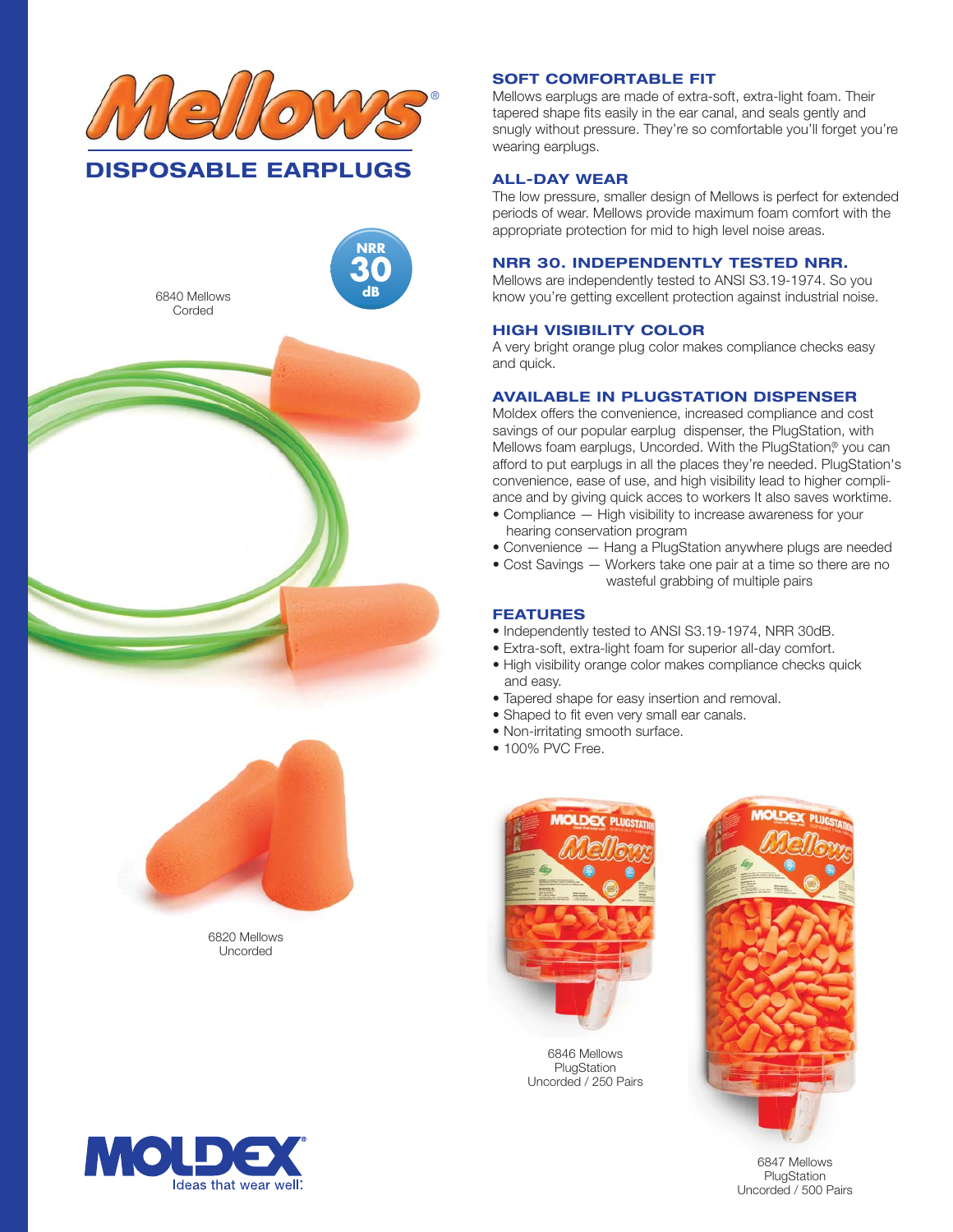# Mellows®

## DISPOSABLE EARPLUGS

NRR 30 dB

6840 Mellows
Corded

6820 Mellows
Uncorded

### SOFT COMFORTABLE FIT

Mellows earplugs are made of extra-soft, extra-light foam. Their tapered shape fits easily in the ear canal, and seals gently and snugly without pressure. They're so comfortable you'll forget you're wearing earplugs.

### ALL-DAY WEAR

The low pressure, smaller design of Mellows is perfect for extended periods of wear. Mellows provide maximum foam comfort with the appropriate protection for mid to high level noise areas.

### NRR 30. INDEPENDENTLY TESTED NRR.

Mellows are independently tested to ANSI S3.19-1974. So you know you're getting excellent protection against industrial noise.

### HIGH VISIBILITY COLOR

A very bright orange plug color makes compliance checks easy and quick.

### AVAILABLE IN PLUGSTATION DISPENSER

Moldex offers the convenience, increased compliance and cost savings of our popular earplug dispenser, the PlugStation, with Mellows foam earplugs, Uncorded. With the PlugStation® you can afford to put earplugs in all the places they're needed. PlugStation's convenience, ease of use, and high visibility lead to higher compliance and by giving quick acces to workers It also saves worktime.

- Compliance — High visibility to increase awareness for your hearing conservation program
- Convenience — Hang a PlugStation anywhere plugs are needed
- Cost Savings — Workers take one pair at a time so there are no wasteful grabbing of multiple pairs

### FEATURES

- Independently tested to ANSI S3.19-1974, NRR 30dB.
- Extra-soft, extra-light foam for superior all-day comfort.
- High visibility orange color makes compliance checks quick and easy.
- Tapered shape for easy insertion and removal.
- Shaped to fit even very small ear canals.
- Non-irritating smooth surface.
- 100% PVC Free.

6846 Mellows
PlugStation
Uncorded / 250 Pairs

6847 Mellows
PlugStation
Uncorded / 500 Pairs

MOLDEX®
Ideas that wear well.®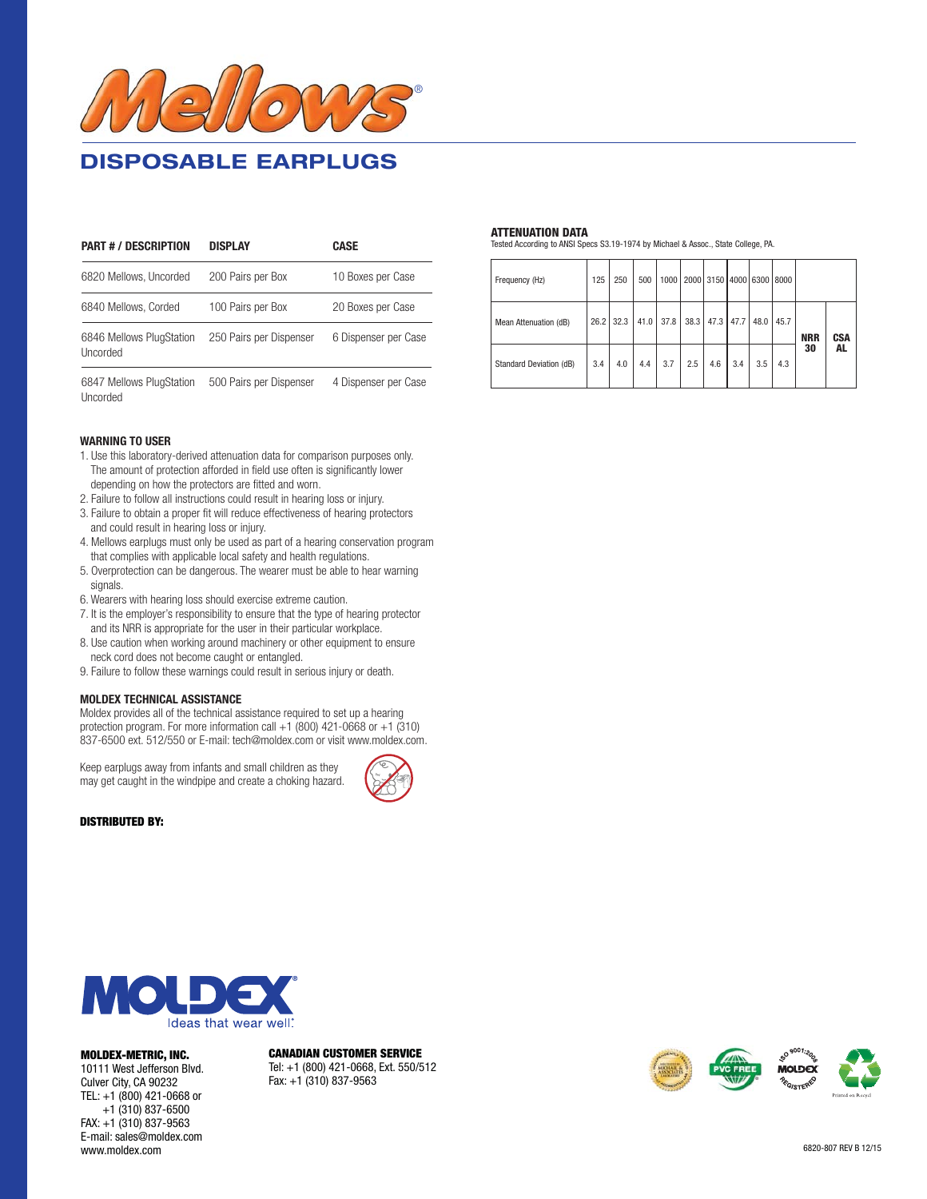# Mellows®

## DISPOSABLE EARPLUGS

| PART # / DESCRIPTION | DISPLAY | CASE |
|---|---|---|
| 6820 Mellows, Uncorded | 200 Pairs per Box | 10 Boxes per Case |
| 6840 Mellows, Corded | 100 Pairs per Box | 20 Boxes per Case |
| 6846 Mellows PlugStation Uncorded | 250 Pairs per Dispenser | 6 Dispenser per Case |
| 6847 Mellows PlugStation Uncorded | 500 Pairs per Dispenser | 4 Dispenser per Case |

### ATTENUATION DATA

Tested According to ANSI Specs S3.19-1974 by Michael & Assoc., State College, PA.

| Frequency (Hz) | 125 | 250 | 500 | 1000 | 2000 | 3150 | 4000 | 6300 | 8000 | | |
|---|---|---|---|---|---|---|---|---|---|---|---|
| Mean Attenuation (dB) | 26.2 | 32.3 | 41.0 | 37.8 | 38.3 | 47.3 | 47.7 | 48.0 | 45.7 | NRR 30 | CSA AL |
| Standard Deviation (dB) | 3.4 | 4.0 | 4.4 | 3.7 | 2.5 | 4.6 | 3.4 | 3.5 | 4.3 | | |

### WARNING TO USER

1. Use this laboratory-derived attenuation data for comparison purposes only. The amount of protection afforded in field use often is significantly lower depending on how the protectors are fitted and worn.
2. Failure to follow all instructions could result in hearing loss or injury.
3. Failure to obtain a proper fit will reduce effectiveness of hearing protectors and could result in hearing loss or injury.
4. Mellows earplugs must only be used as part of a hearing conservation program that complies with applicable local safety and health regulations.
5. Overprotection can be dangerous. The wearer must be able to hear warning signals.
6. Wearers with hearing loss should exercise extreme caution.
7. It is the employer's responsibility to ensure that the type of hearing protector and its NRR is appropriate for the user in their particular workplace.
8. Use caution when working around machinery or other equipment to ensure neck cord does not become caught or entangled.
9. Failure to follow these warnings could result in serious injury or death.

### MOLDEX TECHNICAL ASSISTANCE

Moldex provides all of the technical assistance required to set up a hearing protection program. For more information call +1 (800) 421-0668 or +1 (310) 837-6500 ext. 512/550 or E-mail: tech@moldex.com or visit www.moldex.com.

Keep earplugs away from infants and small children as they may get caught in the windpipe and create a choking hazard.

**DISTRIBUTED BY:**

MOLDEX® Ideas that wear well.

**MOLDEX-METRIC, INC.**
10111 West Jefferson Blvd.
Culver City, CA 90232
TEL: +1 (800) 421-0668 or
+1 (310) 837-6500
FAX: +1 (310) 837-9563
E-mail: sales@moldex.com
www.moldex.com

**CANADIAN CUSTOMER SERVICE**
Tel: +1 (800) 421-0668, Ext. 550/512
Fax: +1 (310) 837-9563

PVC FREE

ISO 9001:2008 MOLDEX REGISTERED

Printed on Recycl

6820-807 REV B 12/15